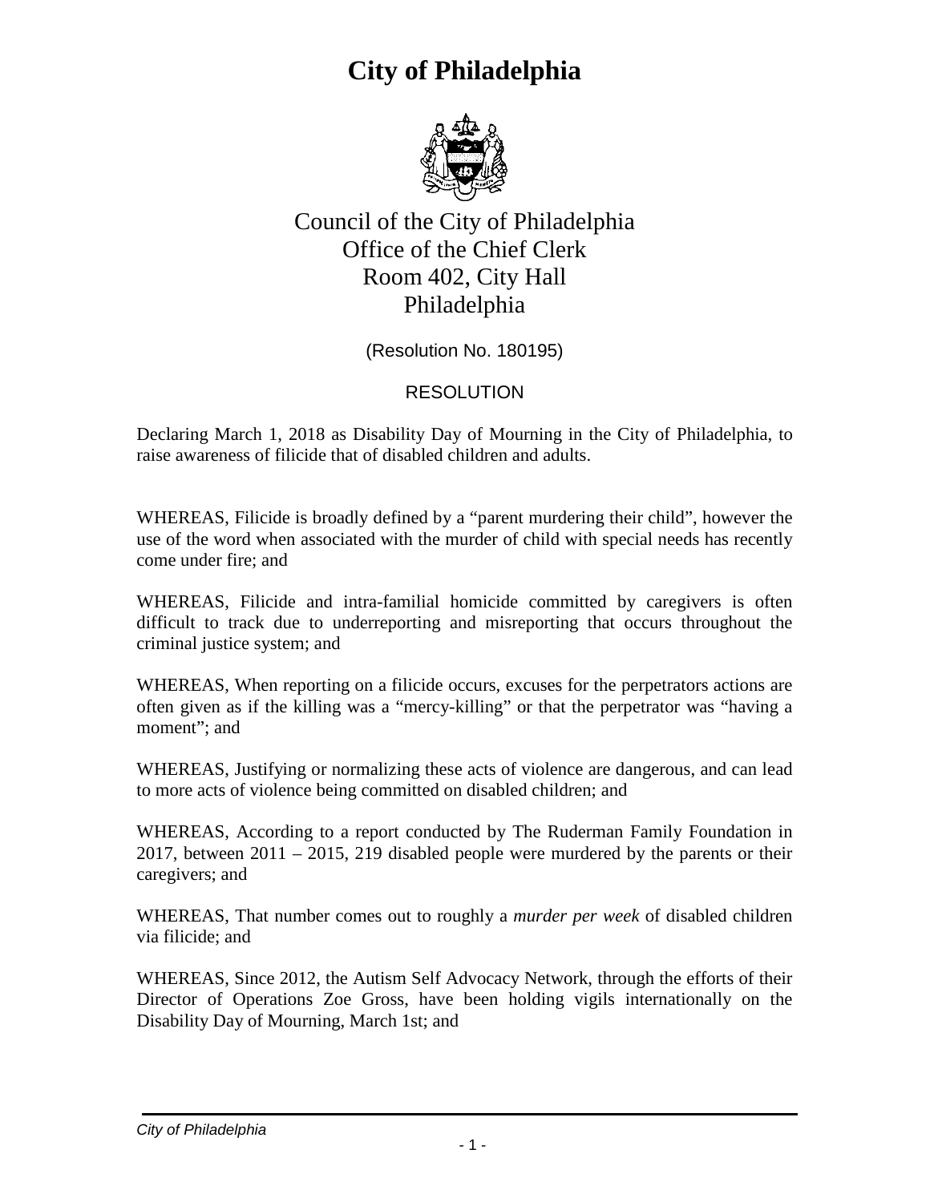# City of Philadelphia

Council of the City of Philadelphia
Office of the Chief Clerk
Room 402, City Hall
Philadelphia

(Resolution No. 180195)

RESOLUTION

Declaring March 1, 2018 as Disability Day of Mourning in the City of Philadelphia, to raise awareness of filicide that of disabled children and adults.

WHEREAS, Filicide is broadly defined by a "parent murdering their child", however the use of the word when associated with the murder of child with special needs has recently come under fire; and

WHEREAS, Filicide and intra-familial homicide committed by caregivers is often difficult to track due to underreporting and misreporting that occurs throughout the criminal justice system; and

WHEREAS, When reporting on a filicide occurs, excuses for the perpetrators actions are often given as if the killing was a "mercy-killing" or that the perpetrator was "having a moment"; and

WHEREAS, Justifying or normalizing these acts of violence are dangerous, and can lead to more acts of violence being committed on disabled children; and

WHEREAS, According to a report conducted by The Ruderman Family Foundation in 2017, between 2011 – 2015, 219 disabled people were murdered by the parents or their caregivers; and

WHEREAS, That number comes out to roughly a *murder per week* of disabled children via filicide; and

WHEREAS, Since 2012, the Autism Self Advocacy Network, through the efforts of their Director of Operations Zoe Gross, have been holding vigils internationally on the Disability Day of Mourning, March 1st; and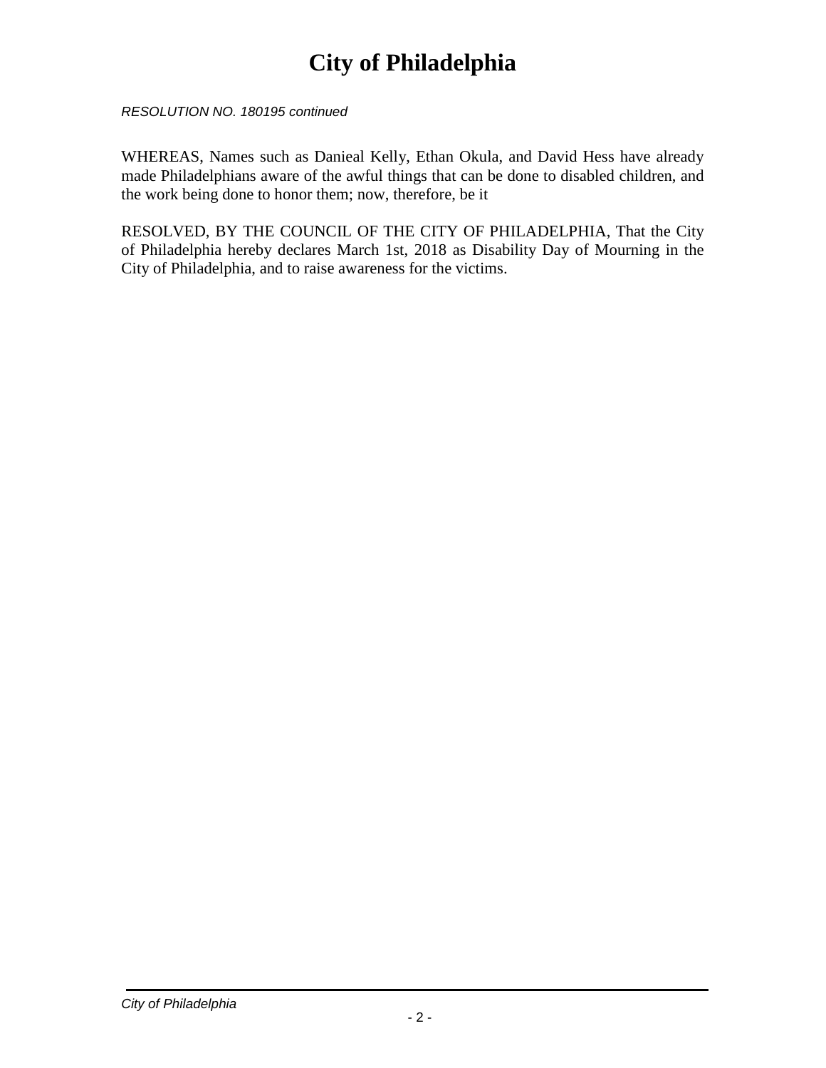*RESOLUTION NO. 180195 continued*

WHEREAS, Names such as Danieal Kelly, Ethan Okula, and David Hess have already made Philadelphians aware of the awful things that can be done to disabled children, and the work being done to honor them; now, therefore, be it

RESOLVED, BY THE COUNCIL OF THE CITY OF PHILADELPHIA, That the City of Philadelphia hereby declares March 1st, 2018 as Disability Day of Mourning in the City of Philadelphia, and to raise awareness for the victims.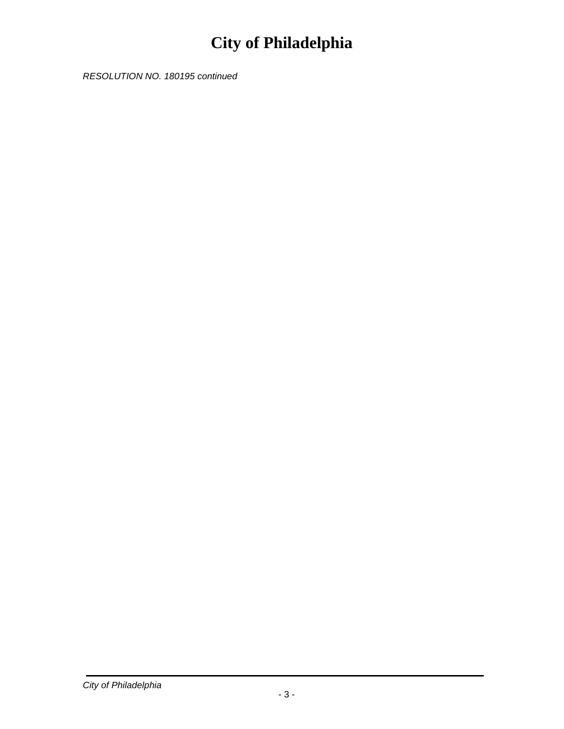*RESOLUTION NO. 180195 continued*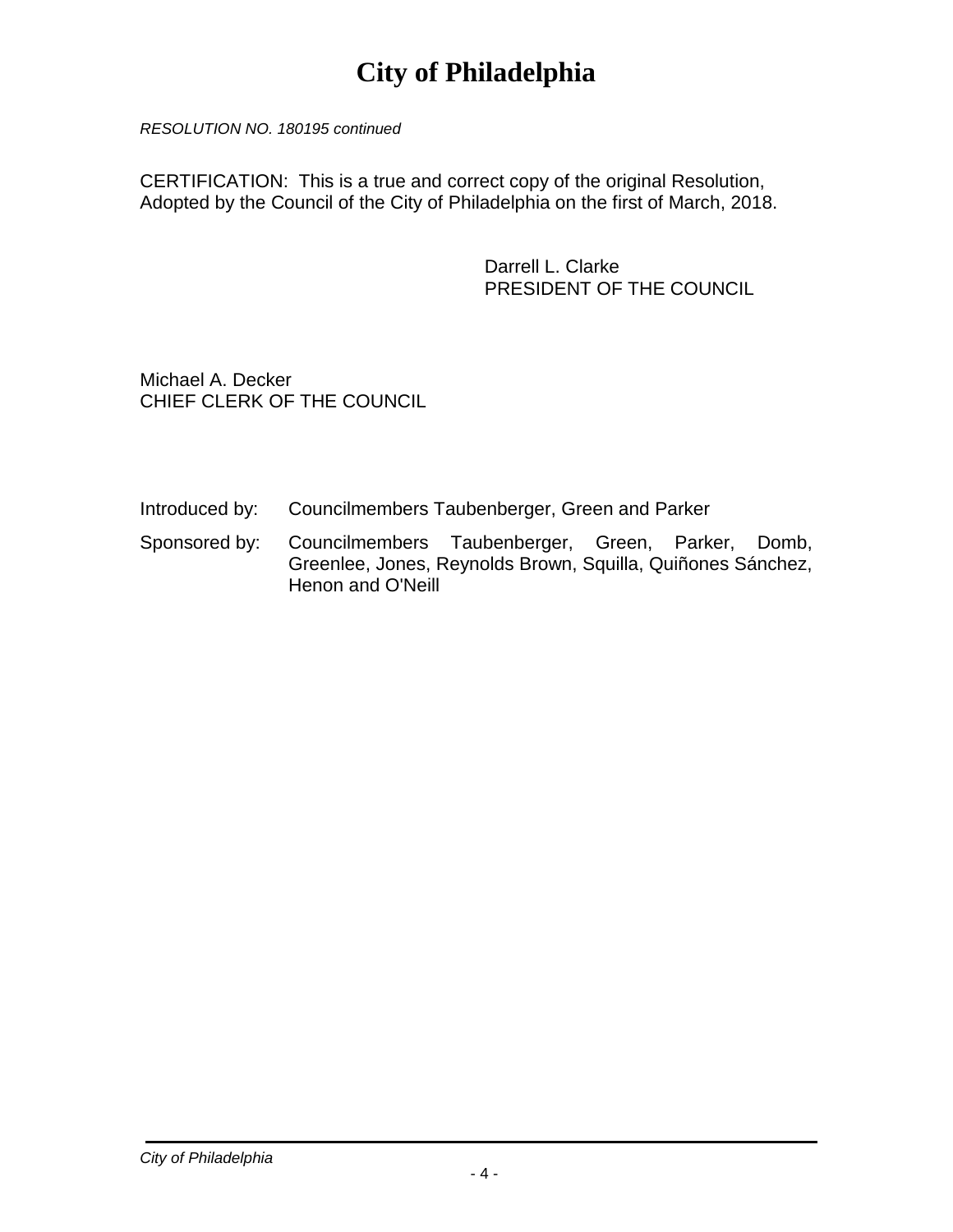*RESOLUTION NO. 180195 continued*

CERTIFICATION: This is a true and correct copy of the original Resolution, Adopted by the Council of the City of Philadelphia on the first of March, 2018.

Darrell L. Clarke
PRESIDENT OF THE COUNCIL

Michael A. Decker
CHIEF CLERK OF THE COUNCIL

Introduced by: Councilmembers Taubenberger, Green and Parker

Sponsored by: Councilmembers Taubenberger, Green, Parker, Domb, Greenlee, Jones, Reynolds Brown, Squilla, Quiñones Sánchez, Henon and O'Neill